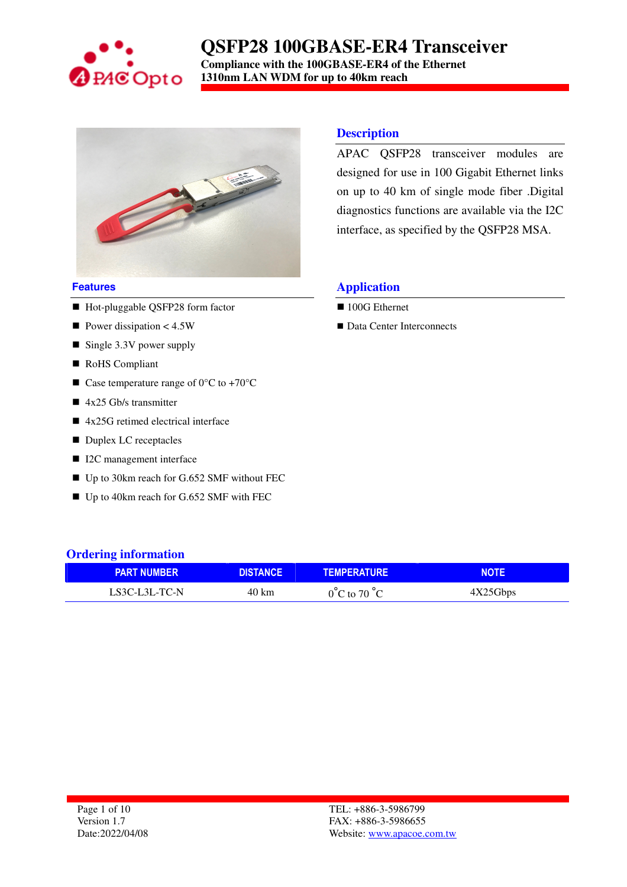# QSFP28 100GBASE-ER4 Transceiver

**Compliance with the 100GBASE-ER4 of the Ethernet**
**1310nm LAN WDM for up to 40km reach**

## Description

APAC QSFP28 transceiver modules are designed for use in 100 Gigabit Ethernet links on up to 40 km of single mode fiber .Digital diagnostics functions are available via the I2C interface, as specified by the QSFP28 MSA.

## Features

- Hot-pluggable QSFP28 form factor
- Power dissipation < 4.5W
- Single 3.3V power supply
- RoHS Compliant
- Case temperature range of 0°C to +70°C
- 4x25 Gb/s transmitter
- 4x25G retimed electrical interface
- Duplex LC receptacles
- I2C management interface
- Up to 30km reach for G.652 SMF without FEC
- Up to 40km reach for G.652 SMF with FEC

## Application

- 100G Ethernet
- Data Center Interconnects

## Ordering information

| PART NUMBER | DISTANCE | TEMPERATURE | NOTE |
|---|---|---|---|
| LS3C-L3L-TC-N | 40 km | 0°C to 70 °C | 4X25Gbps |

TEL: +886-3-5986799
FAX: +886-3-5986655
Website: www.apacoe.com.tw

Version 1.7
Date:2022/04/08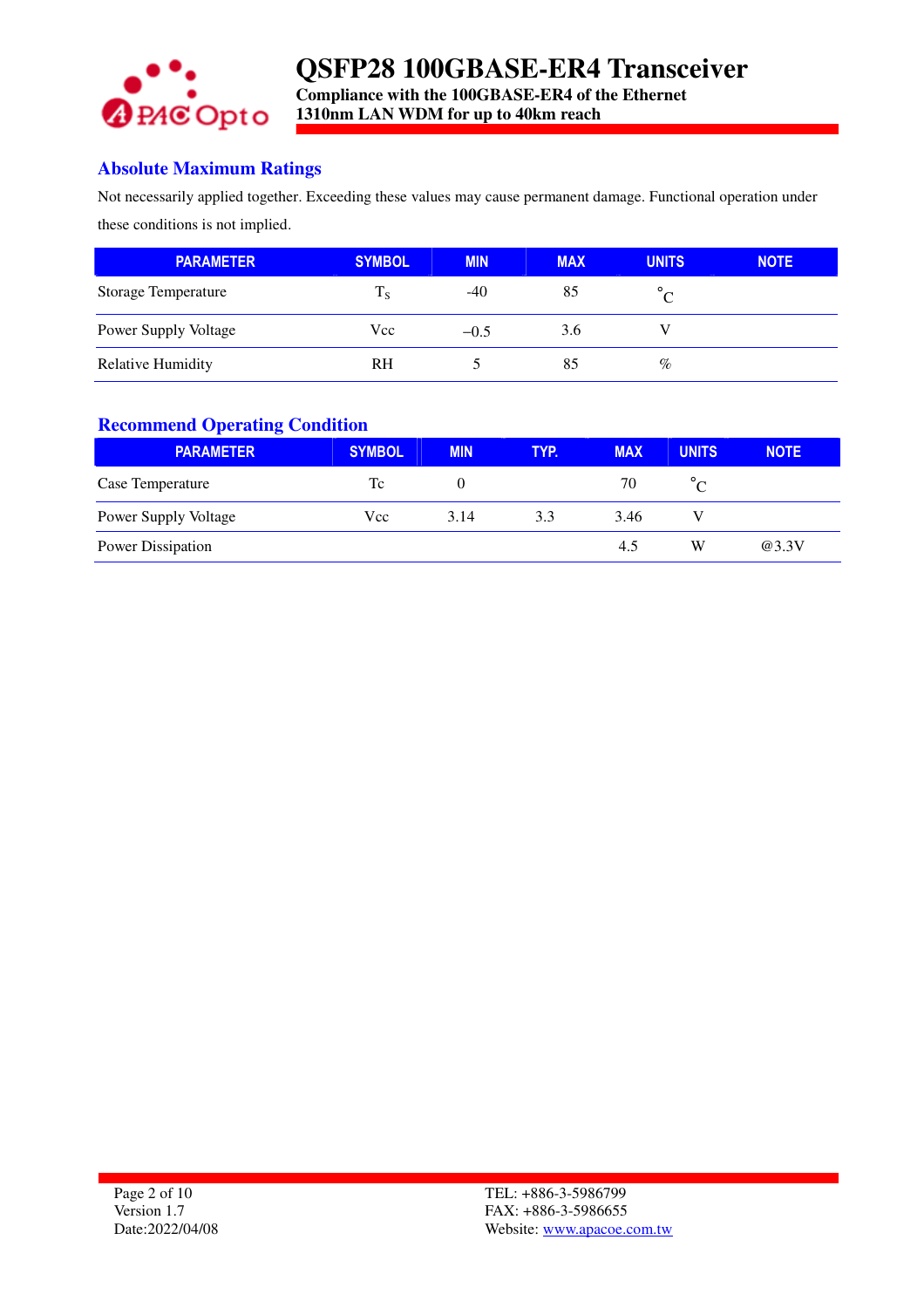## Absolute Maximum Ratings

Not necessarily applied together. Exceeding these values may cause permanent damage. Functional operation under these conditions is not implied.

| PARAMETER | SYMBOL | MIN | MAX | UNITS | NOTE |
|---|---|---|---|---|---|
| Storage Temperature | $T_S$ | -40 | 85 | °C | |
| Power Supply Voltage | Vcc | −0.5 | 3.6 | V | |
| Relative Humidity | RH | 5 | 85 | % | |

## Recommend Operating Condition

| PARAMETER | SYMBOL | MIN | TYP. | MAX | UNITS | NOTE |
|---|---|---|---|---|---|---|
| Case Temperature | Tc | 0 | | 70 | °C | |
| Power Supply Voltage | Vcc | 3.14 | 3.3 | 3.46 | V | |
| Power Dissipation | | | | 4.5 | W | @3.3V |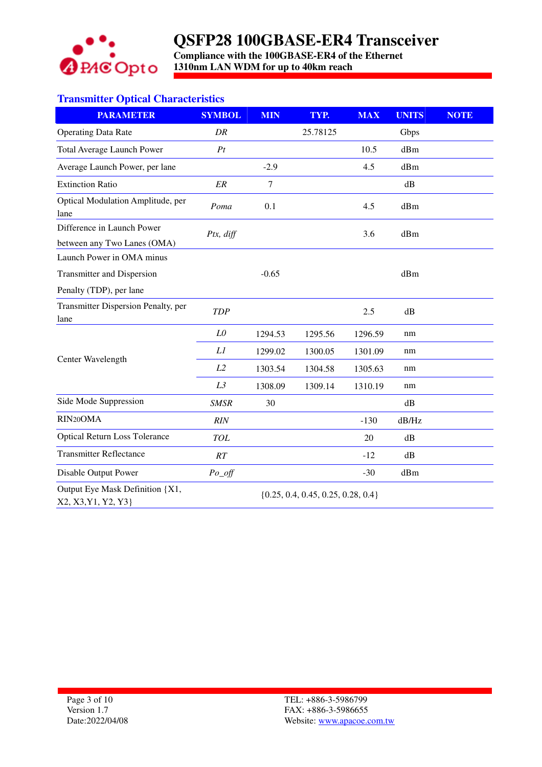# QSFP28 100GBASE-ER4 Transceiver

**Compliance with the 100GBASE-ER4 of the Ethernet**
**1310nm LAN WDM for up to 40km reach**

## Transmitter Optical Characteristics

| PARAMETER | SYMBOL | MIN | TYP. | MAX | UNITS | NOTE |
|---|---|---|---|---|---|---|
| Operating Data Rate | *DR* | | 25.78125 | | Gbps | |
| Total Average Launch Power | *Pt* | | | 10.5 | dBm | |
| Average Launch Power, per lane | | -2.9 | | 4.5 | dBm | |
| Extinction Ratio | *ER* | 7 | | | dB | |
| Optical Modulation Amplitude, per lane | *Poma* | 0.1 | | 4.5 | dBm | |
| Difference in Launch Power between any Two Lanes (OMA) | *Ptx, diff* | | | 3.6 | dBm | |
| Launch Power in OMA minus Transmitter and Dispersion Penalty (TDP), per lane | | -0.65 | | | dBm | |
| Transmitter Dispersion Penalty, per lane | *TDP* | | | 2.5 | dB | |
| Center Wavelength | *L0* | 1294.53 | 1295.56 | 1296.59 | nm | |
| | *L1* | 1299.02 | 1300.05 | 1301.09 | nm | |
| | *L2* | 1303.54 | 1304.58 | 1305.63 | nm | |
| | *L3* | 1308.09 | 1309.14 | 1310.19 | nm | |
| Side Mode Suppression | *SMSR* | 30 | | | dB | |
| $RIN_{20}OMA$ | *RIN* | | | -130 | dB/Hz | |
| Optical Return Loss Tolerance | *TOL* | | | 20 | dB | |
| Transmitter Reflectance | *RT* | | | -12 | dB | |
| Disable Output Power | *Po_off* | | | -30 | dBm | |
| Output Eye Mask Definition {X1, X2, X3,Y1, Y2, Y3} | | {0.25, 0.4, 0.45, 0.25, 0.28, 0.4} | | | | |

Version 1.7
Date:2022/04/08

TEL: +886-3-5986799
FAX: +886-3-5986655
Website: www.apacoe.com.tw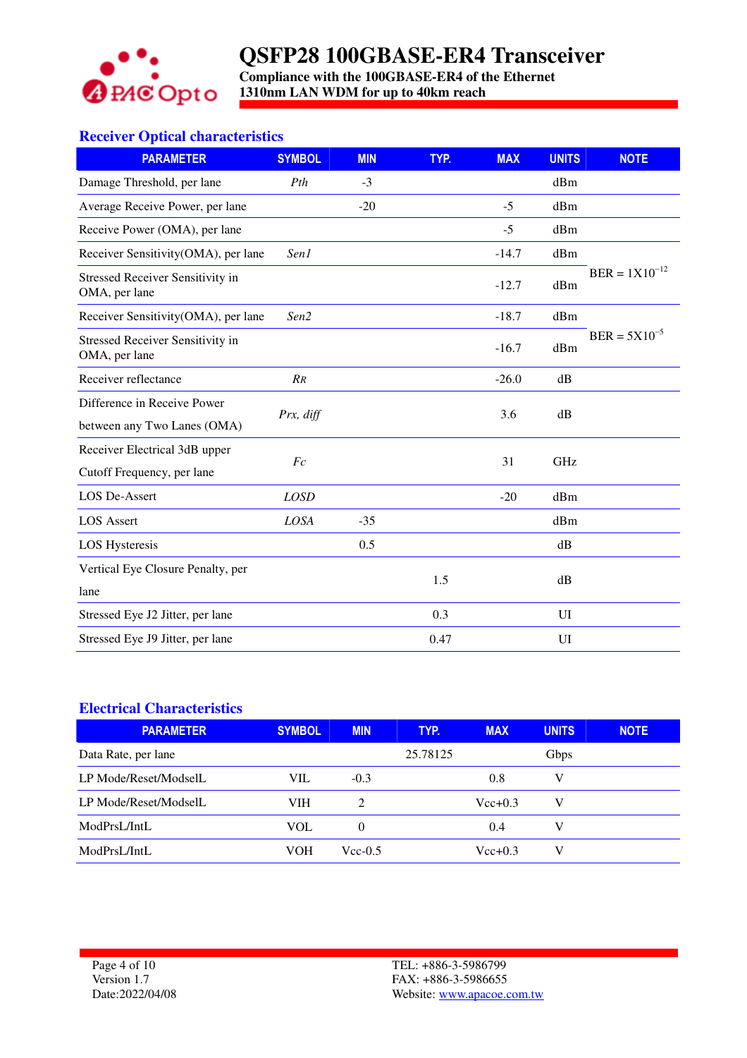## Receiver Optical characteristics

| PARAMETER | SYMBOL | MIN | TYP. | MAX | UNITS | NOTE |
|---|---|---|---|---|---|---|
| Damage Threshold, per lane | *Pth* | -3 | | | dBm | |
| Average Receive Power, per lane | | -20 | | -5 | dBm | |
| Receive Power (OMA), per lane | | | | -5 | dBm | |
| Receiver Sensitivity(OMA), per lane | *Sen1* | | | -14.7 | dBm | BER = $1X10^{-12}$ |
| Stressed Receiver Sensitivity in OMA, per lane | | | | -12.7 | dBm | |
| Receiver Sensitivity(OMA), per lane | *Sen2* | | | -18.7 | dBm | BER = $5X10^{-5}$ |
| Stressed Receiver Sensitivity in OMA, per lane | | | | -16.7 | dBm | |
| Receiver reflectance | *RR* | | | -26.0 | dB | |
| Difference in Receive Power between any Two Lanes (OMA) | *Prx, diff* | | | 3.6 | dB | |
| Receiver Electrical 3dB upper Cutoff Frequency, per lane | *Fc* | | | 31 | GHz | |
| LOS De-Assert | *LOSD* | | | -20 | dBm | |
| LOS Assert | *LOSA* | -35 | | | dBm | |
| LOS Hysteresis | | 0.5 | | | dB | |
| Vertical Eye Closure Penalty, per lane | | | 1.5 | | dB | |
| Stressed Eye J2 Jitter, per lane | | | 0.3 | | UI | |
| Stressed Eye J9 Jitter, per lane | | | 0.47 | | UI | |

## Electrical Characteristics

| PARAMETER | SYMBOL | MIN | TYP. | MAX | UNITS | NOTE |
|---|---|---|---|---|---|---|
| Data Rate, per lane | | | 25.78125 | | Gbps | |
| LP Mode/Reset/ModselL | VIL | -0.3 | | 0.8 | V | |
| LP Mode/Reset/ModselL | VIH | 2 | | Vcc+0.3 | V | |
| ModPrsL/IntL | VOL | 0 | | 0.4 | V | |
| ModPrsL/IntL | VOH | Vcc-0.5 | | Vcc+0.3 | V | |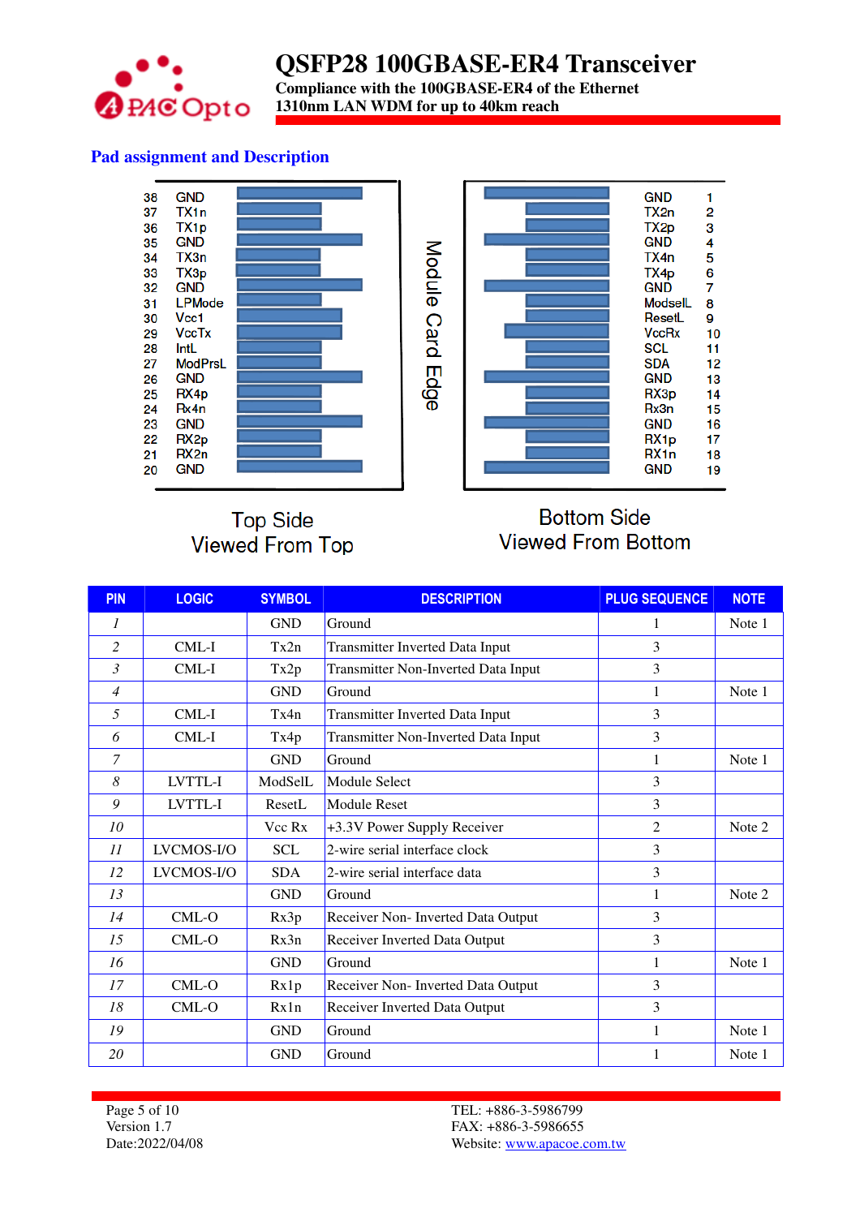## Pad assignment and Description

| Pin | Top Side |
|---|---|
| 38 | GND |
| 37 | TX1n |
| 36 | TX1p |
| 35 | GND |
| 34 | TX3n |
| 33 | TX3p |
| 32 | GND |
| 31 | LPMode |
| 30 | Vcc1 |
| 29 | VccTx |
| 28 | IntL |
| 27 | ModPrsL |
| 26 | GND |
| 25 | RX4p |
| 24 | Rx4n |
| 23 | GND |
| 22 | RX2p |
| 21 | RX2n |
| 20 | GND |

| Bottom Side | Pin |
|---|---|
| GND | 1 |
| TX2n | 2 |
| TX2p | 3 |
| GND | 4 |
| TX4n | 5 |
| TX4p | 6 |
| GND | 7 |
| ModselL | 8 |
| ResetL | 9 |
| VccRx | 10 |
| SCL | 11 |
| SDA | 12 |
| GND | 13 |
| RX3p | 14 |
| Rx3n | 15 |
| GND | 16 |
| RX1p | 17 |
| RX1n | 18 |
| GND | 19 |

Module Card Edge

Top Side
Viewed From Top

Bottom Side
Viewed From Bottom

| PIN | LOGIC | SYMBOL | DESCRIPTION | PLUG SEQUENCE | NOTE |
|---|---|---|---|---|---|
| *1* | | GND | Ground | 1 | Note 1 |
| *2* | CML-I | Tx2n | Transmitter Inverted Data Input | 3 | |
| *3* | CML-I | Tx2p | Transmitter Non-Inverted Data Input | 3 | |
| *4* | | GND | Ground | 1 | Note 1 |
| *5* | CML-I | Tx4n | Transmitter Inverted Data Input | 3 | |
| *6* | CML-I | Tx4p | Transmitter Non-Inverted Data Input | 3 | |
| *7* | | GND | Ground | 1 | Note 1 |
| *8* | LVTTL-I | ModSelL | Module Select | 3 | |
| *9* | LVTTL-I | ResetL | Module Reset | 3 | |
| *10* | | Vcc Rx | +3.3V Power Supply Receiver | 2 | Note 2 |
| *11* | LVCMOS-I/O | SCL | 2-wire serial interface clock | 3 | |
| *12* | LVCMOS-I/O | SDA | 2-wire serial interface data | 3 | |
| *13* | | GND | Ground | 1 | Note 2 |
| *14* | CML-O | Rx3p | Receiver Non- Inverted Data Output | 3 | |
| *15* | CML-O | Rx3n | Receiver Inverted Data Output | 3 | |
| *16* | | GND | Ground | 1 | Note 1 |
| *17* | CML-O | Rx1p | Receiver Non- Inverted Data Output | 3 | |
| *18* | CML-O | Rx1n | Receiver Inverted Data Output | 3 | |
| *19* | | GND | Ground | 1 | Note 1 |
| *20* | | GND | Ground | 1 | Note 1 |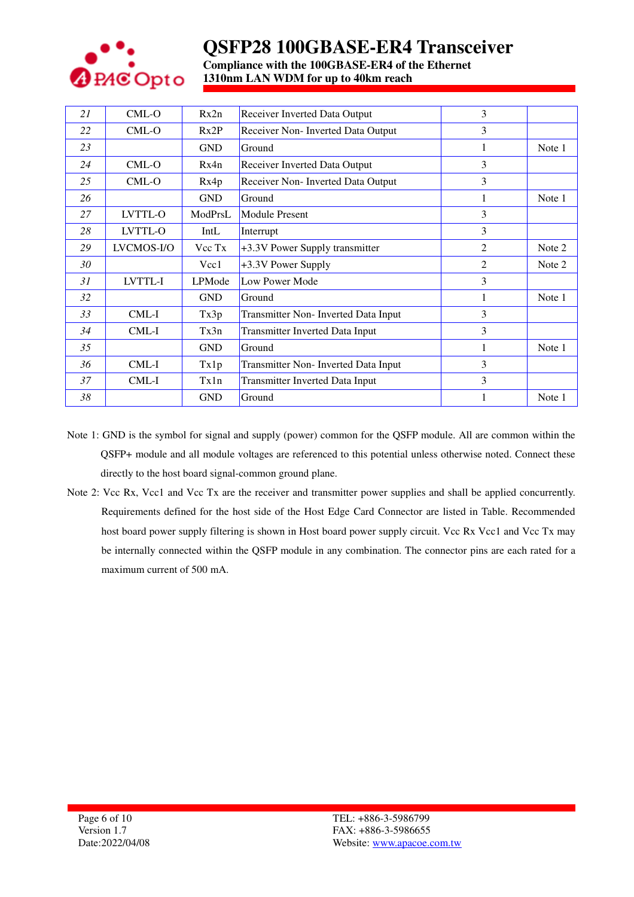| 21 | CML-O | Rx2n | Receiver Inverted Data Output | 3 | |
|---|---|---|---|---|---|
| 22 | CML-O | Rx2P | Receiver Non- Inverted Data Output | 3 | |
| 23 | | GND | Ground | 1 | Note 1 |
| 24 | CML-O | Rx4n | Receiver Inverted Data Output | 3 | |
| 25 | CML-O | Rx4p | Receiver Non- Inverted Data Output | 3 | |
| 26 | | GND | Ground | 1 | Note 1 |
| 27 | LVTTL-O | ModPrsL | Module Present | 3 | |
| 28 | LVTTL-O | IntL | Interrupt | 3 | |
| 29 | LVCMOS-I/O | Vcc Tx | +3.3V Power Supply transmitter | 2 | Note 2 |
| 30 | | Vcc1 | +3.3V Power Supply | 2 | Note 2 |
| 31 | LVTTL-I | LPMode | Low Power Mode | 3 | |
| 32 | | GND | Ground | 1 | Note 1 |
| 33 | CML-I | Tx3p | Transmitter Non- Inverted Data Input | 3 | |
| 34 | CML-I | Tx3n | Transmitter Inverted Data Input | 3 | |
| 35 | | GND | Ground | 1 | Note 1 |
| 36 | CML-I | Tx1p | Transmitter Non- Inverted Data Input | 3 | |
| 37 | CML-I | Tx1n | Transmitter Inverted Data Input | 3 | |
| 38 | | GND | Ground | 1 | Note 1 |

Note 1: GND is the symbol for signal and supply (power) common for the QSFP module. All are common within the QSFP+ module and all module voltages are referenced to this potential unless otherwise noted. Connect these directly to the host board signal-common ground plane.

Note 2: Vcc Rx, Vcc1 and Vcc Tx are the receiver and transmitter power supplies and shall be applied concurrently. Requirements defined for the host side of the Host Edge Card Connector are listed in Table. Recommended host board power supply filtering is shown in Host board power supply circuit. Vcc Rx Vcc1 and Vcc Tx may be internally connected within the QSFP module in any combination. The connector pins are each rated for a maximum current of 500 mA.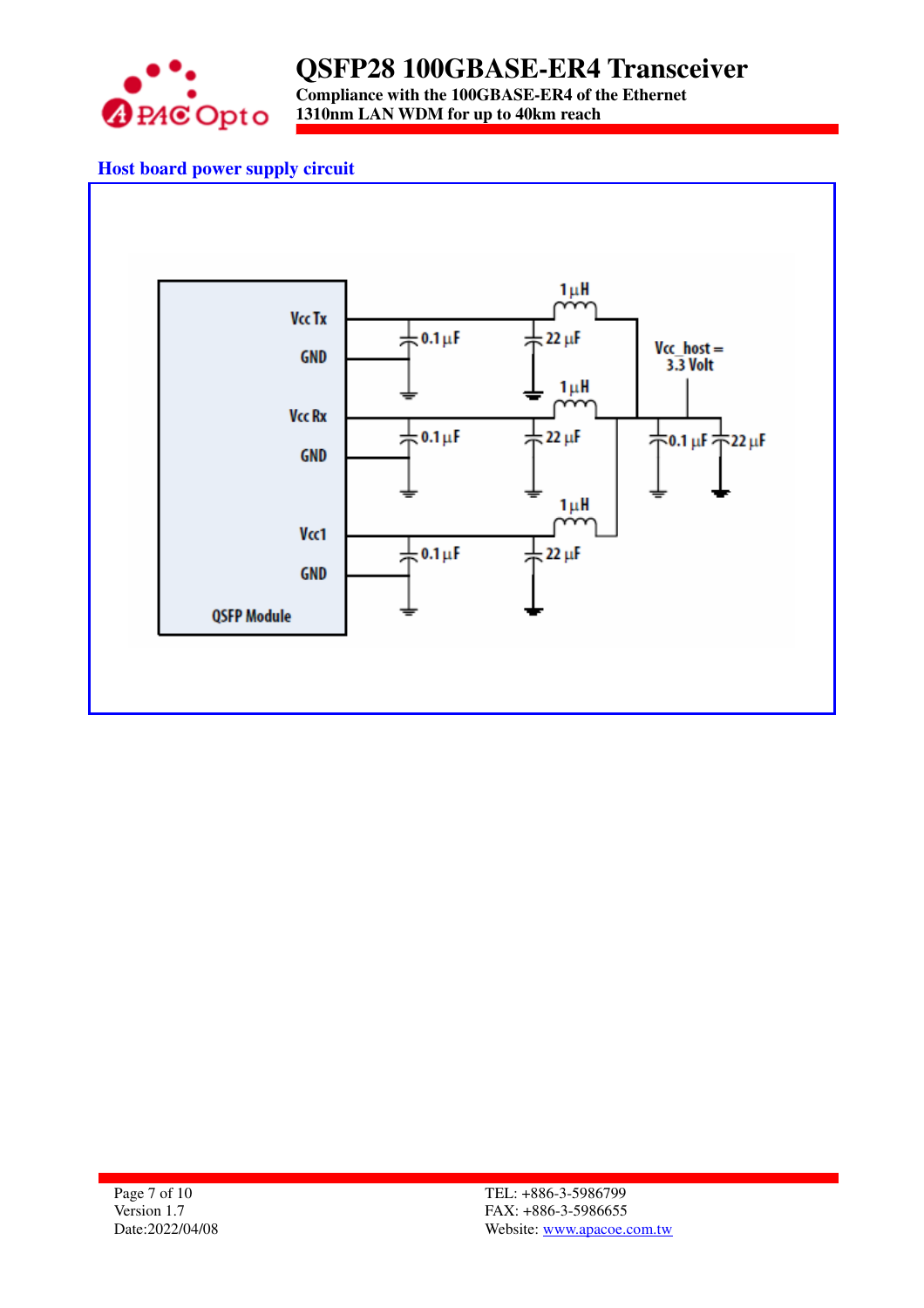### Host board power supply circuit

Vcc Tx

GND

Vcc Rx

GND

Vcc1

GND

QSFP Module

0.1 μF

22 μF

1 μH

Vcc_host = 3.3 Volt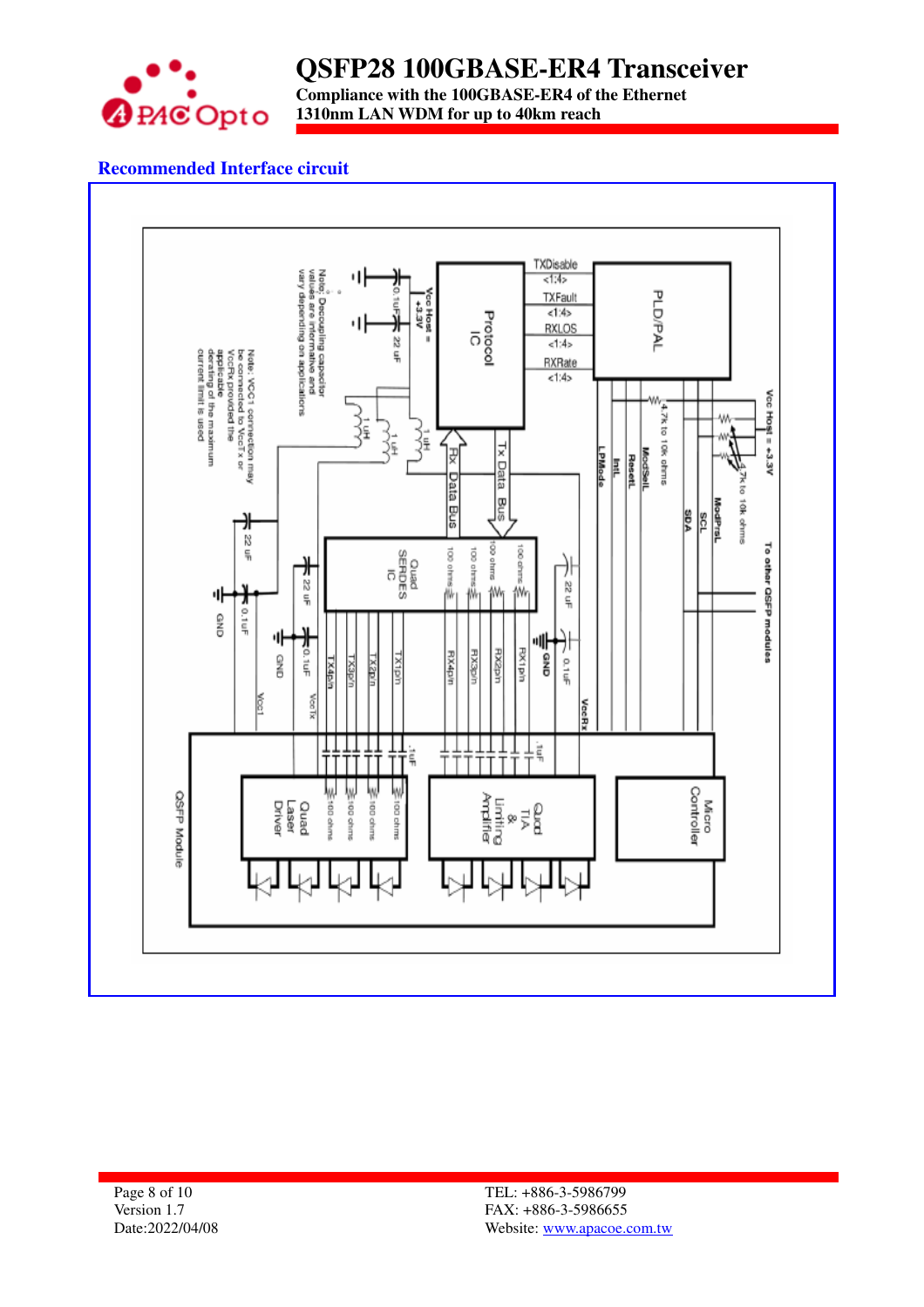## Recommended Interface circuit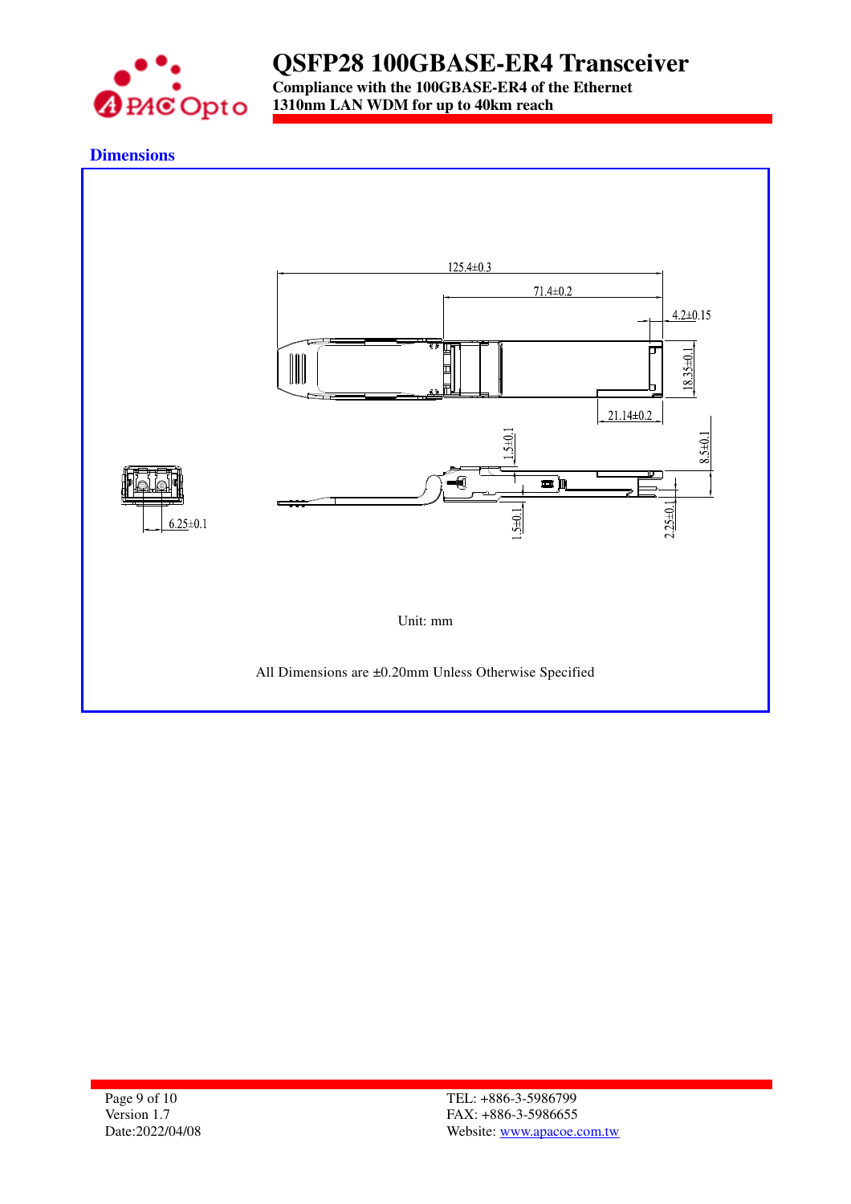## Dimensions

125.4±0.3

71.4±0.2

4.2±0.15

18.35±0.1

21.14±0.2

1.5±0.1

8.5±0.1

6.25±0.1

1.5±0.1

2.25±0.1

Unit: mm

All Dimensions are ±0.20mm Unless Otherwise Specified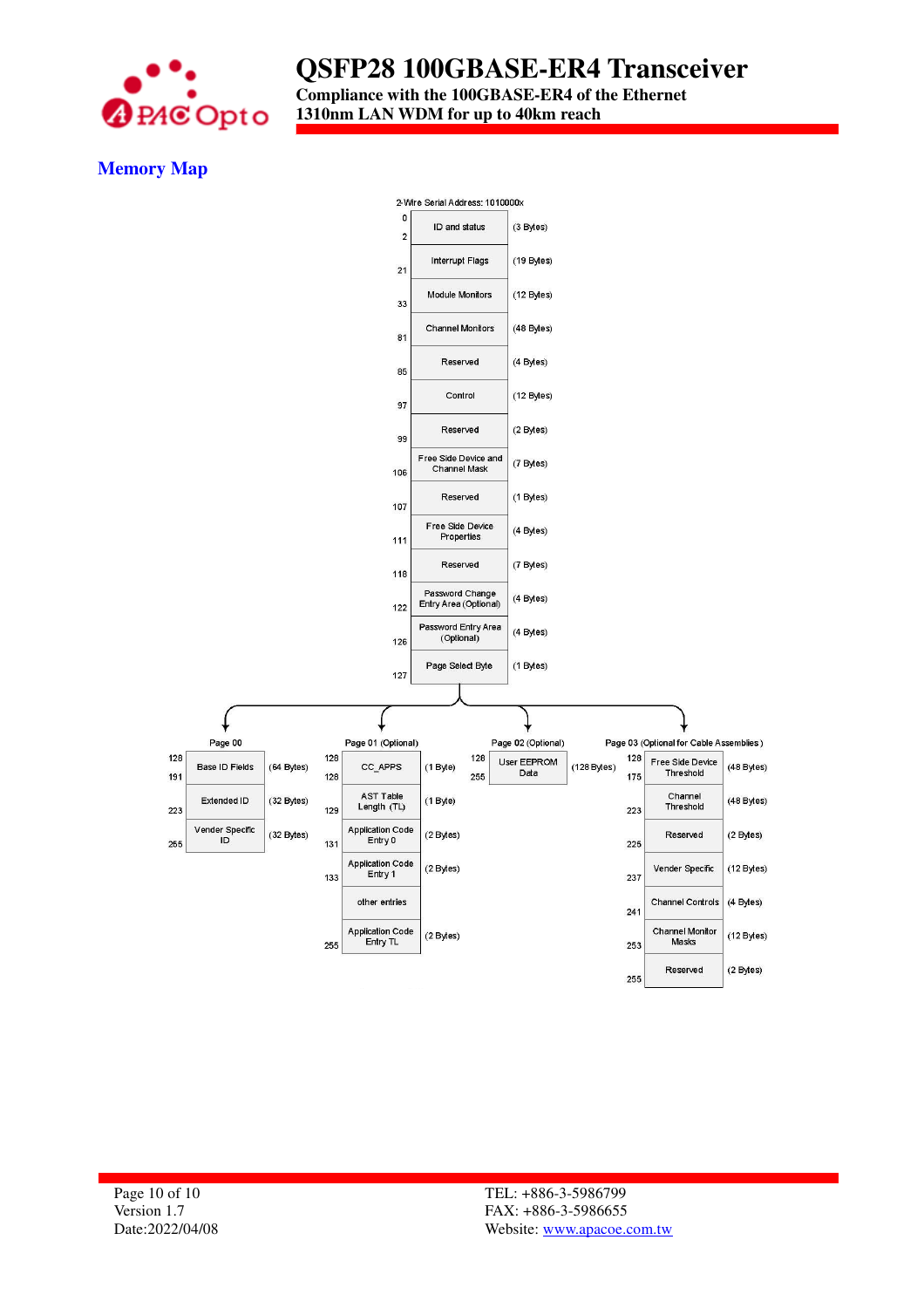## Memory Map

2-Wire Serial Address: 1010000x

| Address | Content | Size |
|---|---|---|
| 0–2 | ID and status | (3 Bytes) |
| 21 | Interrupt Flags | (19 Bytes) |
| 33 | Module Monitors | (12 Bytes) |
| 81 | Channel Monitors | (48 Bytes) |
| 85 | Reserved | (4 Bytes) |
| 97 | Control | (12 Bytes) |
| 99 | Reserved | (2 Bytes) |
| 106 | Free Side Device and Channel Mask | (7 Bytes) |
| 107 | Reserved | (1 Bytes) |
| 111 | Free Side Device Properties | (4 Bytes) |
| 118 | Reserved | (7 Bytes) |
| 122 | Password Change Entry Area (Optional) | (4 Bytes) |
| 126 | Password Entry Area (Optional) | (4 Bytes) |
| 127 | Page Select Byte | (1 Bytes) |

**Page 00**

| Address | Content | Size |
|---|---|---|
| 128–191 | Base ID Fields | (64 Bytes) |
| 223 | Extended ID | (32 Bytes) |
| 255 | Vender Specific ID | (32 Bytes) |

**Page 01 (Optional)**

| Address | Content | Size |
|---|---|---|
| 128–128 | CC_APPS | (1 Byte) |
| 129 | AST Table Length (TL) | (1 Byte) |
| 131 | Application Code Entry 0 | (2 Bytes) |
| 133 | Application Code Entry 1 | (2 Bytes) |
| | other entries | |
| 255 | Application Code Entry TL | (2 Bytes) |

**Page 02 (Optional)**

| Address | Content | Size |
|---|---|---|
| 128–255 | User EEPROM Data | (128 Bytes) |

**Page 03 (Optional for Cable Assemblies)**

| Address | Content | Size |
|---|---|---|
| 128–175 | Free Side Device Threshold | (48 Bytes) |
| 223 | Channel Threshold | (48 Bytes) |
| 225 | Reserved | (2 Bytes) |
| 237 | Vender Specific | (12 Bytes) |
| 241 | Channel Controls | (4 Bytes) |
| 253 | Channel Monitor Masks | (12 Bytes) |
| 255 | Reserved | (2 Bytes) |